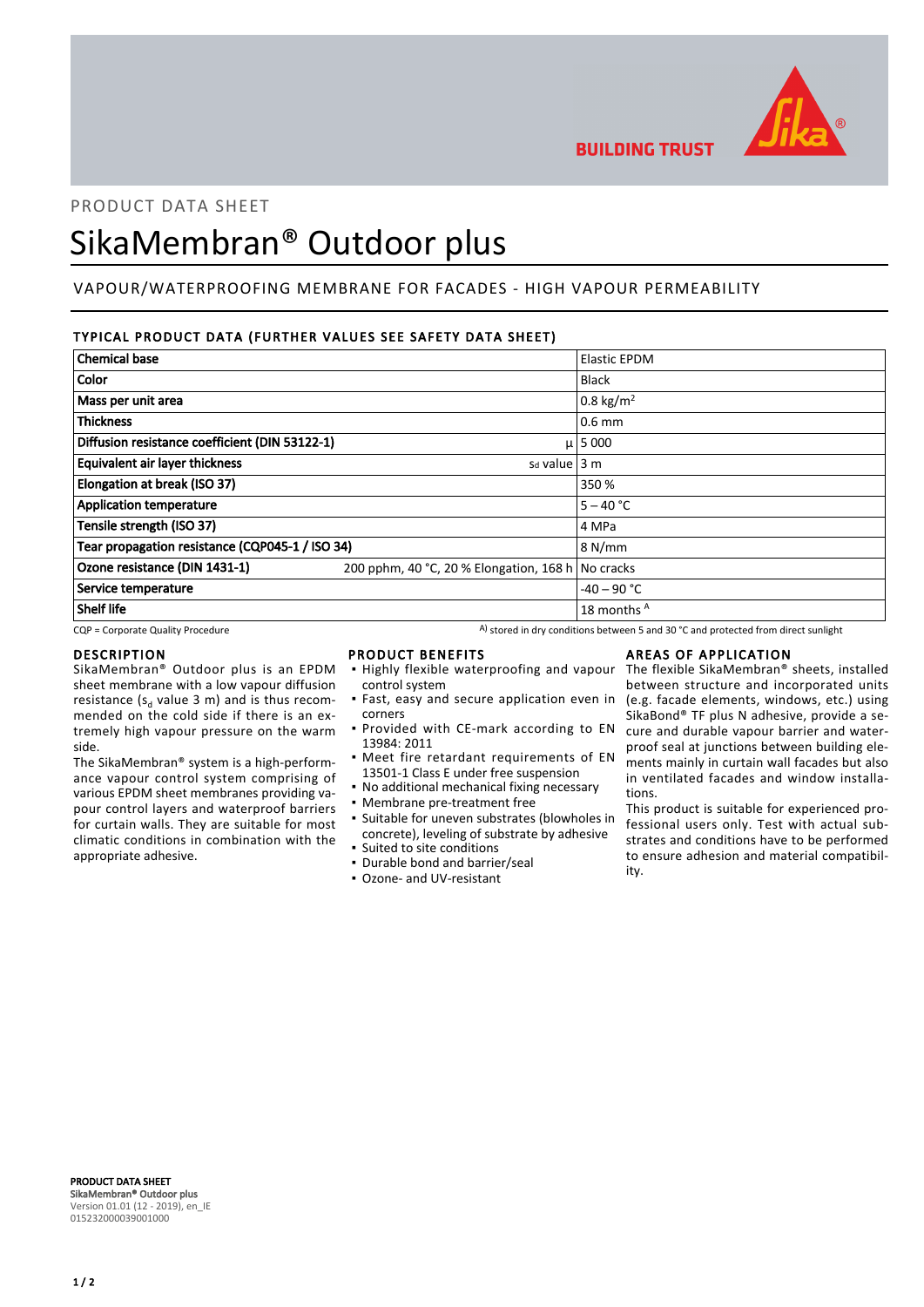PRODUCT DATA SHEET

# SikaMembran® Outdoor plus

## VAPOUR/WATERPROOFING MEMBRANE FOR FACADES - HIGH VAPOUR PERMEABILITY

### TYPICAL PRODUCT DATA (FURTHER VALUES SEE SAFETY DATA SHEET)

| Property | | Value |
|---|---|---|
| **Chemical base** | | Elastic EPDM |
| **Color** | | Black |
| **Mass per unit area** | | 0.8 $kg/m^2$ |
| **Thickness** | | 0.6 mm |
| **Diffusion resistance coefficient (DIN 53122-1)** | μ | 5 000 |
| **Equivalent air layer thickness** | Sd value | 3 m |
| **Elongation at break (ISO 37)** | | 350 % |
| **Application temperature** | | 5 – 40 °C |
| **Tensile strength (ISO 37)** | | 4 MPa |
| **Tear propagation resistance (CQP045-1 / ISO 34)** | | 8 N/mm |
| **Ozone resistance (DIN 1431-1)** | 200 pphm, 40 °C, 20 % Elongation, 168 h | No cracks |
| **Service temperature** | | -40 – 90 °C |
| **Shelf life** | | 18 months [A] |

CQP = Corporate Quality Procedure

A) stored in dry conditions between 5 and 30 °C and protected from direct sunlight

### DESCRIPTION

SikaMembran® Outdoor plus is an EPDM sheet membrane with a low vapour diffusion resistance ($s_d$ value 3 m) and is thus recommended on the cold side if there is an extremely high vapour pressure on the warm side.

The SikaMembran® system is a high-performance vapour control system comprising of various EPDM sheet membranes providing vapour control layers and waterproof barriers for curtain walls. They are suitable for most climatic conditions in combination with the appropriate adhesive.

### PRODUCT BENEFITS

- Highly flexible waterproofing and vapour control system
- Fast, easy and secure application even in corners
- Provided with CE-mark according to EN 13984: 2011
- Meet fire retardant requirements of EN 13501-1 Class E under free suspension
- No additional mechanical fixing necessary
- Membrane pre-treatment free
- Suitable for uneven substrates (blowholes in concrete), leveling of substrate by adhesive
- Suited to site conditions
- Durable bond and barrier/seal
- Ozone- and UV-resistant

### AREAS OF APPLICATION

The flexible SikaMembran® sheets, installed between structure and incorporated units (e.g. facade elements, windows, etc.) using SikaBond® TF plus N adhesive, provide a secure and durable vapour barrier and waterproof seal at junctions between building elements mainly in curtain wall facades but also in ventilated facades and window installations.

This product is suitable for experienced professional users only. Test with actual substrates and conditions have to be performed to ensure adhesion and material compatibility.

**PRODUCT DATA SHEET**
**SikaMembran® Outdoor plus**
Version 01.01 (12 - 2019), en_IE
015232000039001000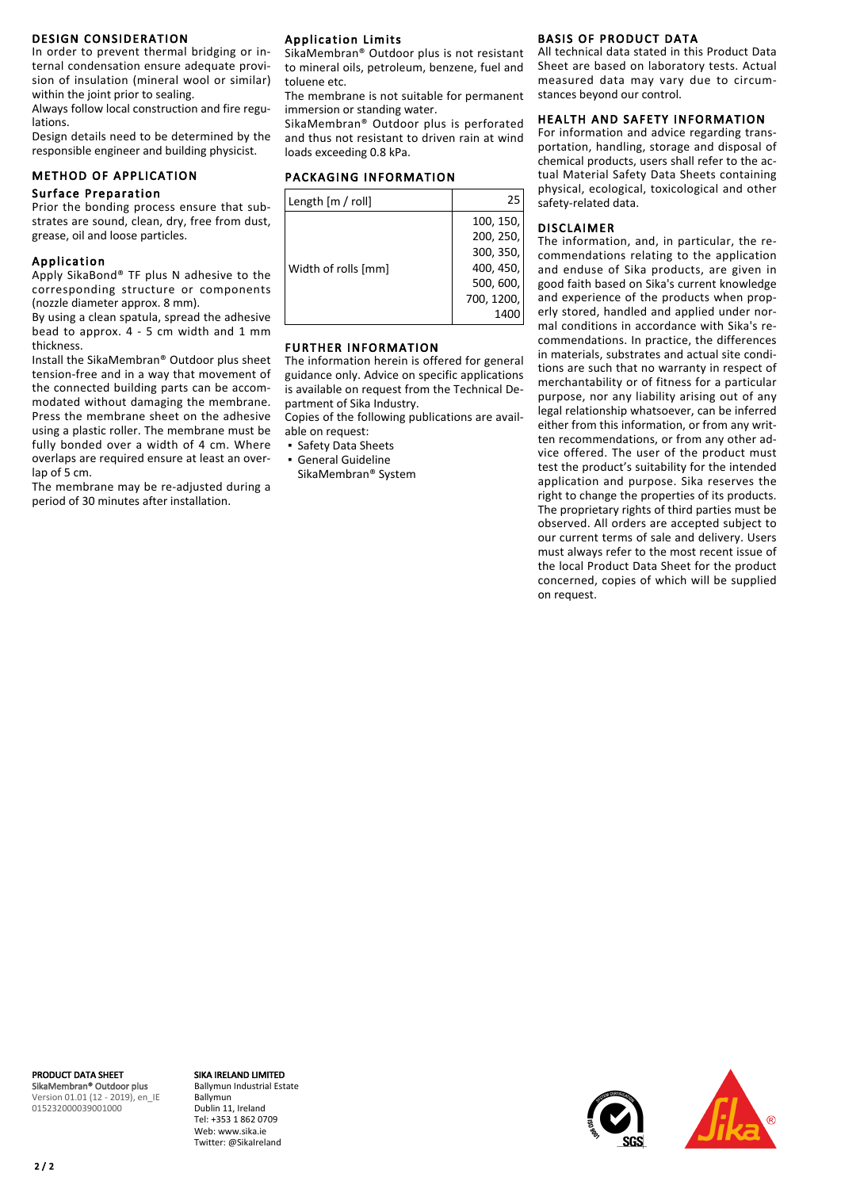## DESIGN CONSIDERATION

In order to prevent thermal bridging or internal condensation ensure adequate provision of insulation (mineral wool or similar) within the joint prior to sealing.

Always follow local construction and fire regulations.

Design details need to be determined by the responsible engineer and building physicist.

## METHOD OF APPLICATION

### Surface Preparation

Prior the bonding process ensure that substrates are sound, clean, dry, free from dust, grease, oil and loose particles.

### Application

Apply SikaBond® TF plus N adhesive to the corresponding structure or components (nozzle diameter approx. 8 mm).

By using a clean spatula, spread the adhesive bead to approx. 4 - 5 cm width and 1 mm thickness.

Install the SikaMembran® Outdoor plus sheet tension-free and in a way that movement of the connected building parts can be accommodated without damaging the membrane. Press the membrane sheet on the adhesive using a plastic roller. The membrane must be fully bonded over a width of 4 cm. Where overlaps are required ensure at least an overlap of 5 cm.

The membrane may be re-adjusted during a period of 30 minutes after installation.

### Application Limits

SikaMembran® Outdoor plus is not resistant to mineral oils, petroleum, benzene, fuel and toluene etc.

The membrane is not suitable for permanent immersion or standing water.

SikaMembran® Outdoor plus is perforated and thus not resistant to driven rain at wind loads exceeding 0.8 kPa.

## PACKAGING INFORMATION

| | |
|---|---|
| Length [m / roll] | 25 |
| Width of rolls [mm] | 100, 150, 200, 250, 300, 350, 400, 450, 500, 600, 700, 1200, 1400 |

## FURTHER INFORMATION

The information herein is offered for general guidance only. Advice on specific applications is available on request from the Technical Department of Sika Industry.

Copies of the following publications are available on request:

- Safety Data Sheets
- General Guideline SikaMembran® System

## BASIS OF PRODUCT DATA

All technical data stated in this Product Data Sheet are based on laboratory tests. Actual measured data may vary due to circumstances beyond our control.

## HEALTH AND SAFETY INFORMATION

For information and advice regarding transportation, handling, storage and disposal of chemical products, users shall refer to the actual Material Safety Data Sheets containing physical, ecological, toxicological and other safety-related data.

## DISCLAIMER

The information, and, in particular, the recommendations relating to the application and enduse of Sika products, are given in good faith based on Sika's current knowledge and experience of the products when properly stored, handled and applied under normal conditions in accordance with Sika's recommendations. In practice, the differences in materials, substrates and actual site conditions are such that no warranty in respect of merchantability or of fitness for a particular purpose, nor any liability arising out of any legal relationship whatsoever, can be inferred either from this information, or from any written recommendations, or from any other advice offered. The user of the product must test the product's suitability for the intended application and purpose. Sika reserves the right to change the properties of its products. The proprietary rights of third parties must be observed. All orders are accepted subject to our current terms of sale and delivery. Users must always refer to the most recent issue of the local Product Data Sheet for the product concerned, copies of which will be supplied on request.

**PRODUCT DATA SHEET**
**SikaMembran® Outdoor plus**
Version 01.01 (12 - 2019), en_IE
015232000039001000

**SIKA IRELAND LIMITED**
Ballymun Industrial Estate
Ballymun
Dublin 11, Ireland
Tel: +353 1 862 0709
Web: www.sika.ie
Twitter: @SikaIreland